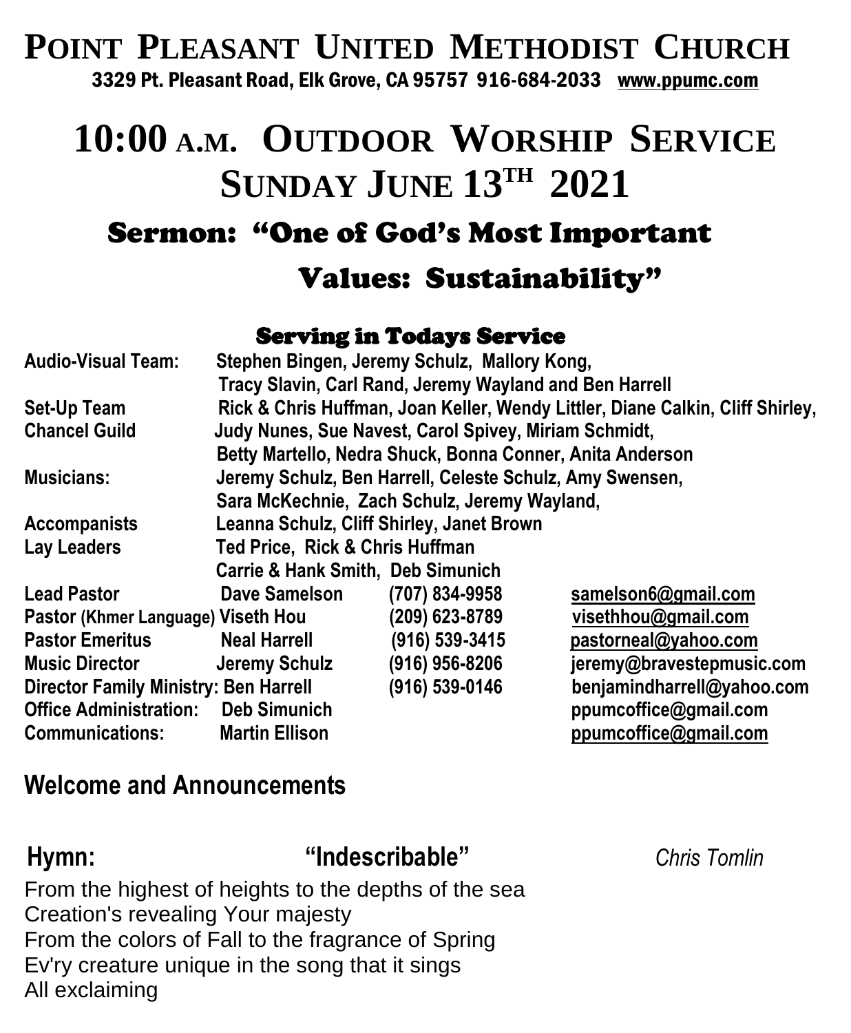### **POINT PLEASANT UNITED METHODIST CHURCH** 3329 Pt. Pleasant Road, Elk Grove, CA 95757 916-684-2033 [www.ppumc.com](http://www.ppumc.com/)

# **10:00 <sup>A</sup>.M. OUTDOOR WORSHIP SERVICE SUNDAY JUNE 13TH 2021**

### Sermon: "One of God's Most Important

# Values: Sustainability"

### Serving in Todays Service

| <b>Audio-Visual Team:</b>                    | Stephen Bingen, Jeremy Schulz, Mallory Kong,                                   |                |                            |  |
|----------------------------------------------|--------------------------------------------------------------------------------|----------------|----------------------------|--|
|                                              | Tracy Slavin, Carl Rand, Jeremy Wayland and Ben Harrell                        |                |                            |  |
| Set-Up Team                                  | Rick & Chris Huffman, Joan Keller, Wendy Littler, Diane Calkin, Cliff Shirley, |                |                            |  |
| <b>Chancel Guild</b>                         | Judy Nunes, Sue Navest, Carol Spivey, Miriam Schmidt,                          |                |                            |  |
|                                              | Betty Martello, Nedra Shuck, Bonna Conner, Anita Anderson                      |                |                            |  |
| <b>Musicians:</b>                            | Jeremy Schulz, Ben Harrell, Celeste Schulz, Amy Swensen,                       |                |                            |  |
|                                              | Sara McKechnie, Zach Schulz, Jeremy Wayland,                                   |                |                            |  |
| <b>Accompanists</b>                          | Leanna Schulz, Cliff Shirley, Janet Brown                                      |                |                            |  |
| <b>Lay Leaders</b>                           | Ted Price, Rick & Chris Huffman                                                |                |                            |  |
|                                              | <b>Carrie &amp; Hank Smith, Deb Simunich</b>                                   |                |                            |  |
| <b>Lead Pastor</b>                           | Dave Samelson                                                                  | (707) 834-9958 | samelson6@gmail.com        |  |
| Pastor (Khmer Language) Viseth Hou           |                                                                                | (209) 623-8789 | visethhou@gmail.com        |  |
| <b>Pastor Emeritus</b>                       | <b>Neal Harrell</b>                                                            | (916) 539-3415 | pastorneal@yahoo.com       |  |
| <b>Music Director</b>                        | <b>Jeremy Schulz</b>                                                           | (916) 956-8206 | jeremy@bravestepmusic.com  |  |
| <b>Director Family Ministry: Ben Harrell</b> |                                                                                | (916) 539-0146 | benjamindharrell@yahoo.com |  |
| <b>Office Administration:</b>                | <b>Deb Simunich</b>                                                            |                | ppumcoffice@gmail.com      |  |
| <b>Communications:</b>                       | <b>Martin Ellison</b>                                                          |                | ppumcoffice@gmail.com      |  |

### **Welcome and Announcements**

**Hymn: "Indescribable"** *Chris Tomlin*

From the highest of heights to the depths of the sea Creation's revealing Your majesty From the colors of Fall to the fragrance of Spring Ev'ry creature unique in the song that it sings All exclaiming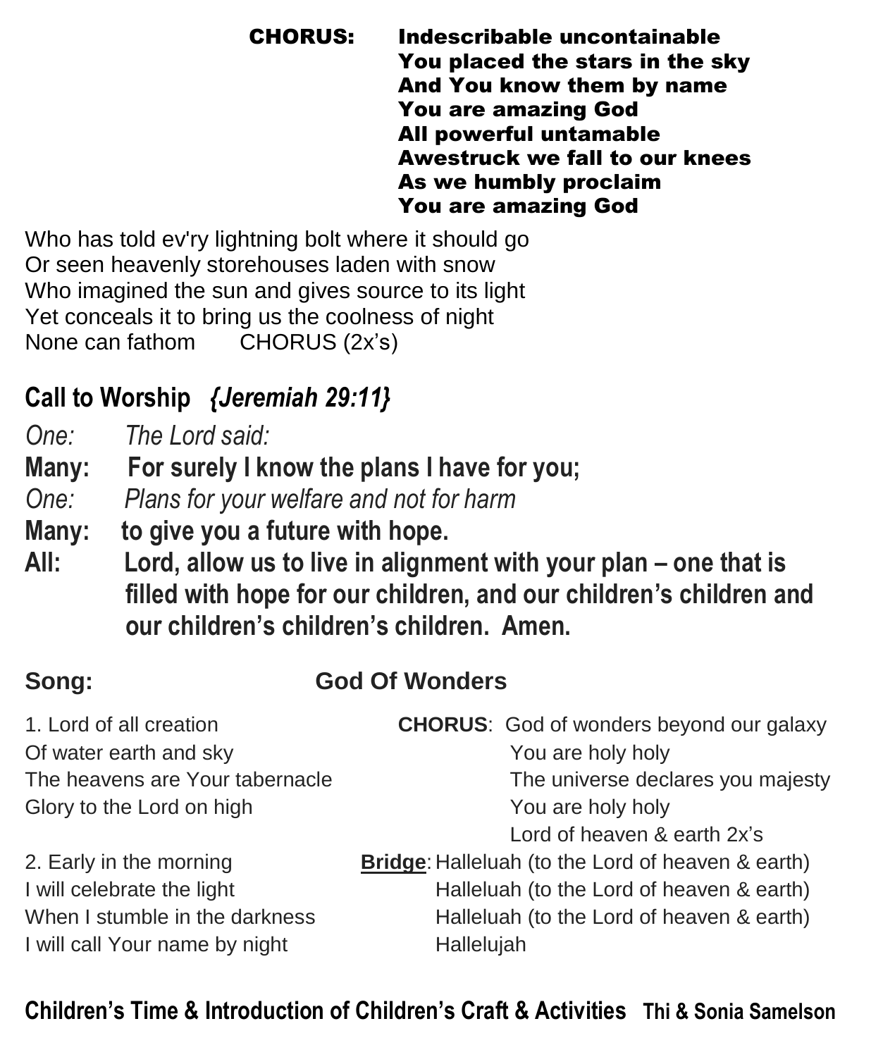### CHORUS: Indescribable uncontainable You placed the stars in the sky And You know them by name You are amazing God All powerful untamable Awestruck we fall to our knees As we humbly proclaim You are amazing God

Who has told ev'ry lightning bolt where it should go Or seen heavenly storehouses laden with snow Who imagined the sun and gives source to its light Yet conceals it to bring us the coolness of night None can fathom CHORUS (2x's)

# **Call to Worship** *{Jeremiah 29:11}*

*One: The Lord said:*

**Many: For surely I know the plans I have for you;**

*One: Plans for your welfare and not for harm*

- **Many: to give you a future with hope.**
- **All: Lord, allow us to live in alignment with your plan – one that is filled with hope for our children, and our children's children and our children's children's children. Amen.**

## **Song: God Of Wonders**

| 1. Lord of all creation         | <b>CHORUS:</b> God of wonders beyond our galaxy   |
|---------------------------------|---------------------------------------------------|
| Of water earth and sky          | You are holy holy                                 |
| The heavens are Your tabernacle | The universe declares you majesty                 |
| Glory to the Lord on high       | You are holy holy                                 |
|                                 | Lord of heaven & earth 2x's                       |
| 2. Early in the morning         | Bridge: Halleluah (to the Lord of heaven & earth) |
| I will celebrate the light      | Halleluah (to the Lord of heaven & earth)         |
| When I stumble in the darkness  | Halleluah (to the Lord of heaven & earth)         |
| I will call Your name by night  | Hallelujah                                        |

### **Children's Time & Introduction of Children's Craft & Activities Thi & Sonia Samelson**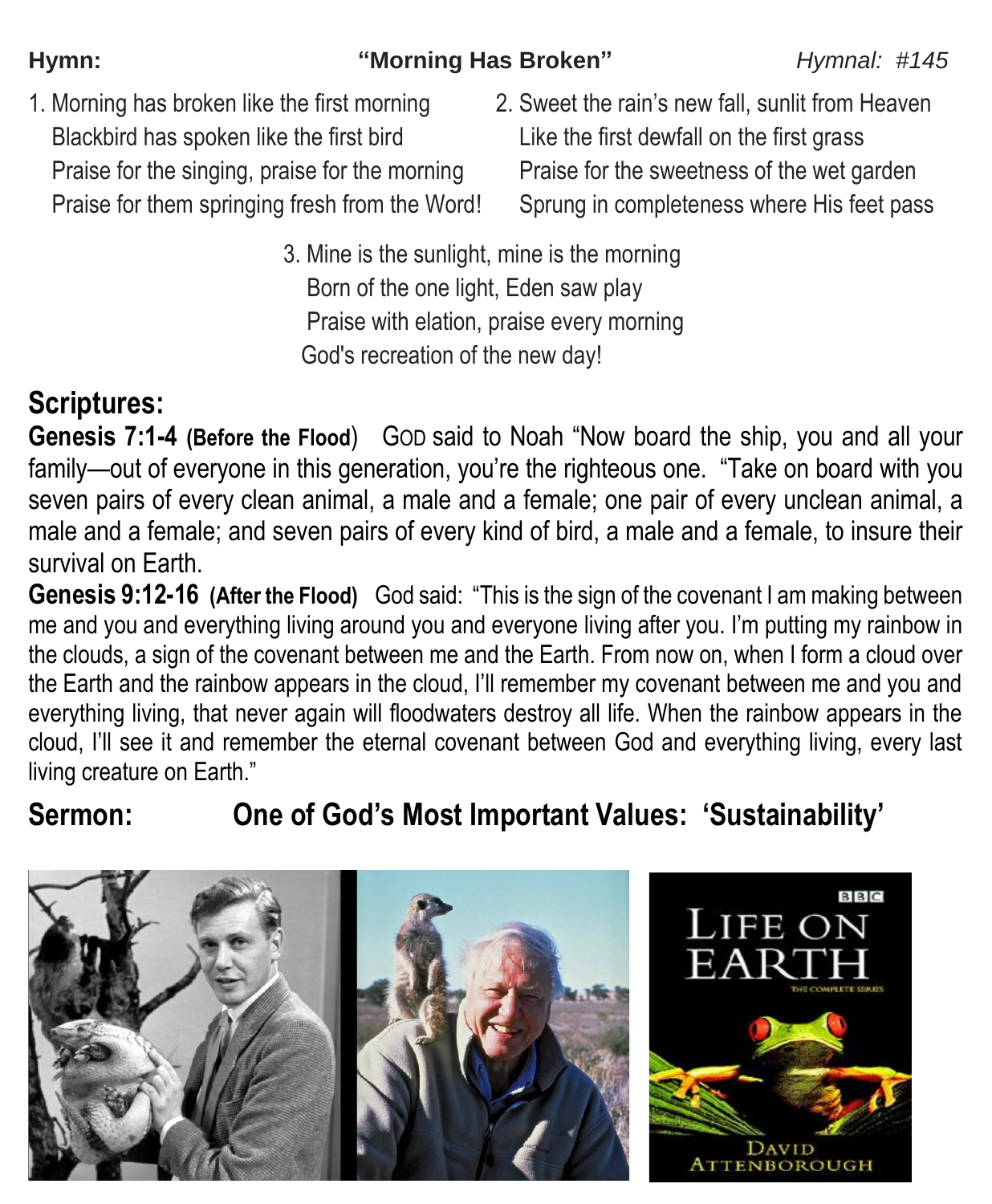### Hymn: **"Worning Has Broken"** *Hymnal: #145*

- 1. Morning has broken like the first morning 2. Sweet the rain's new fall, sunlit from Heaven Blackbird has spoken like the first bird Like the first dewfall on the first grass Praise for the singing, praise for the morning Praise for the sweetness of the wet garden
- Praise for them springing fresh from the Word! Sprung in completeness where His feet pass
	- 3. Mine is the sunlight, mine is the morning Born of the one light, Eden saw play Praise with elation, praise every morning God's recreation of the new day!

### **Scriptures:**

**Genesis 7:1-4 (Before the Flood**) GOD said to Noah "Now board the ship, you and all your family—out of everyone in this generation, you're the righteous one. "Take on board with you seven pairs of every clean animal, a male and a female; one pair of every unclean animal, a male and a female; and seven pairs of every kind of bird, a male and a female, to insure their survival on Earth.

**Genesis 9:12-16 (After the Flood)** God said: "This is the sign of the covenant I am making between me and you and everything living around you and everyone living after you. I'm putting my rainbow in the clouds, a sign of the covenant between me and the Earth. From now on, when I form a cloud over the Earth and the rainbow appears in the cloud, I'll remember my covenant between me and you and everything living, that never again will floodwaters destroy all life. When the rainbow appears in the cloud, I'll see it and remember the eternal covenant between God and everything living, every last living creature on Earth."

### **Sermon: One of God's Most Important Values: 'Sustainability'**